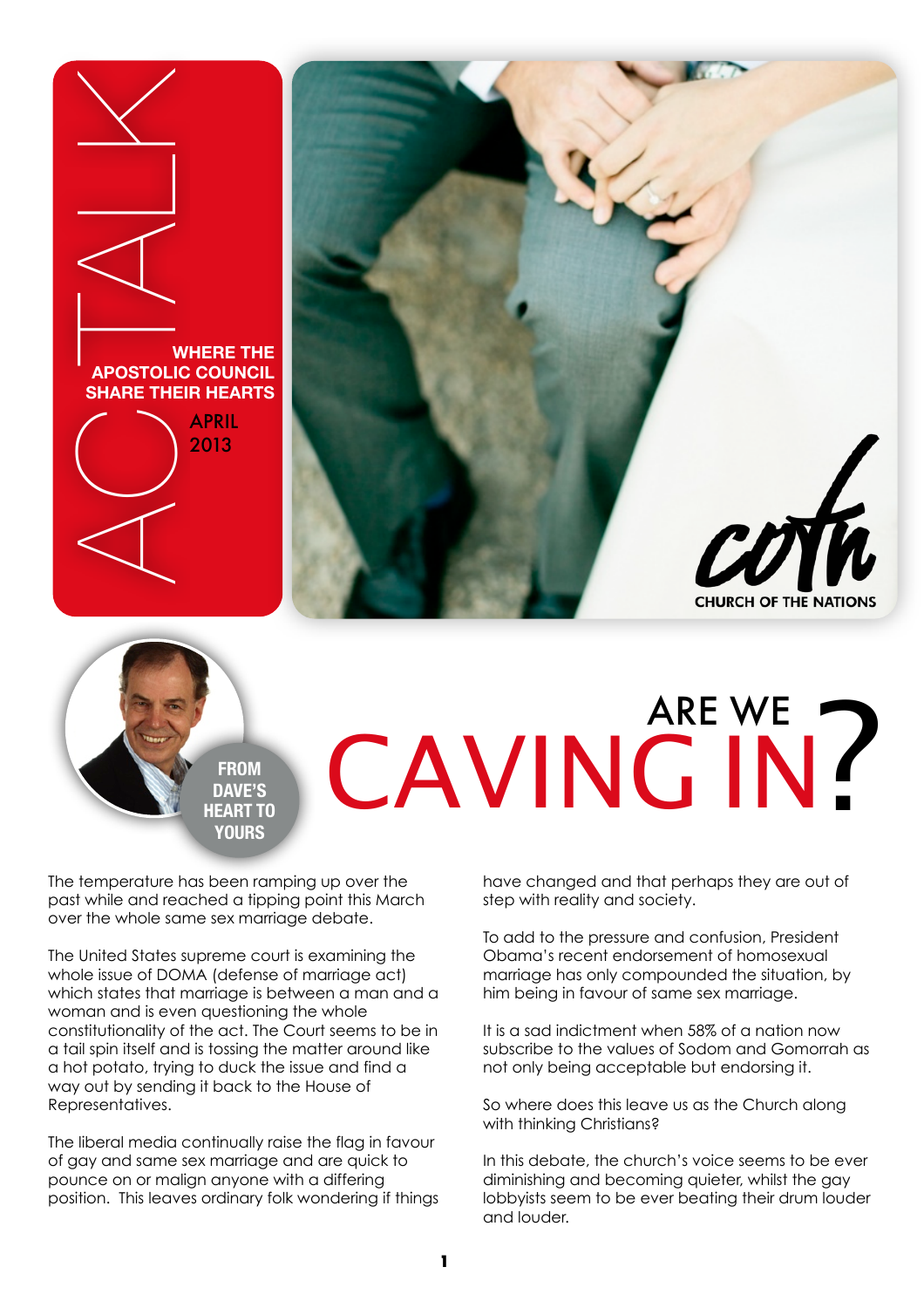# ACTALK

**WHERE THE APOSTOLIC COUNCIL SHARE THEIR HEARTS**

APRIL 2013

coth

CHURCH OF THE NATIONS

**FROM DAVE'S HEART TO YOURS**

## ARE WE CAVING IN?

The temperature has been ramping up over the past while and reached a tipping point this March over the whole same sex marriage debate.

The United States supreme court is examining the whole issue of DOMA (defense of marriage act) which states that marriage is between a man and a woman and is even questioning the whole constitutionality of the act. The Court seems to be in a tail spin itself and is tossing the matter around like a hot potato, trying to duck the issue and find a way out by sending it back to the House of Representatives.

The liberal media continually raise the flag in favour of gay and same sex marriage and are quick to pounce on or malign anyone with a differing position. This leaves ordinary folk wondering if things have changed and that perhaps they are out of step with reality and society.

To add to the pressure and confusion, President Obama's recent endorsement of homosexual marriage has only compounded the situation, by him being in favour of same sex marriage.

It is a sad indictment when 58% of a nation now subscribe to the values of Sodom and Gomorrah as not only being acceptable but endorsing it.

So where does this leave us as the Church along with thinking Christians?

In this debate, the church's voice seems to be ever diminishing and becoming quieter, whilst the gay lobbyists seem to be ever beating their drum louder and louder.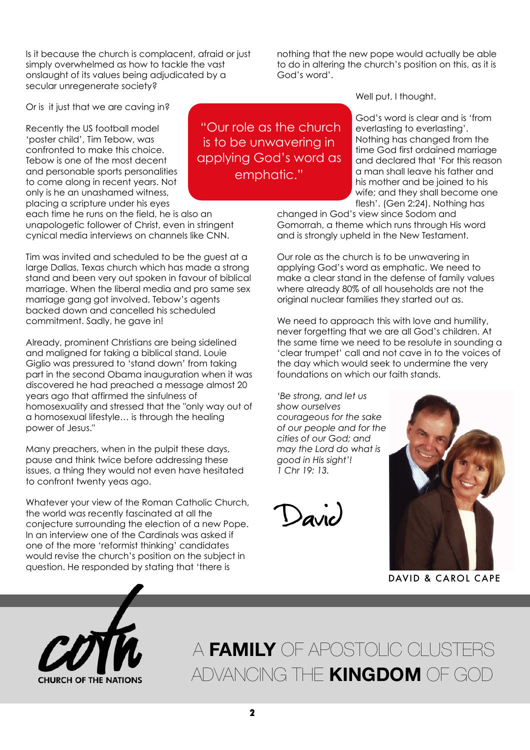Is it because the church is complacent, afraid or just simply overwhelmed as how to tackle the vast onslaught of its values being adjudicated by a secular unregenerate society?

Or is it just that we are caving in?

Recently the US football model 'poster child', Tim Tebow, was confronted to make this choice. Tebow is one of the most decent and personable sports personalities to come along in recent years. Not only is he an unashamed witness, placing a scripture under his eyes each time he runs on the field, he is also an unapologetic follower of Christ, even in stringent cynical media interviews on channels like CNN.

> "Our role as the church is to be unwavering in applying God's word as emphatic."

Tim was invited and scheduled to be the guest at a large Dallas, Texas church which has made a strong stand and been very out spoken in favour of biblical marriage. When the liberal media and pro same sex marriage gang got involved, Tebow's agents backed down and cancelled his scheduled commitment. Sadly, he gave in!

Already, prominent Christians are being sidelined and maligned for taking a biblical stand. Louie Giglio was pressured to 'stand down' from taking part in the second Obama inauguration when it was discovered he had preached a message almost 20 years ago that affirmed the sinfulness of homosexuality and stressed that the "only way out of a homosexual lifestyle… is through the healing power of Jesus."

Many preachers, when in the pulpit these days, pause and think twice before addressing these issues, a thing they would not even have hesitated to confront twenty yeas ago.

Whatever your view of the Roman Catholic Church, the world was recently fascinated at all the conjecture surrounding the election of a new Pope. In an interview one of the Cardinals was asked if one of the more 'reformist thinking' candidates would revise the church's position on the subject in question. He responded by stating that 'there is nothing that the new pope would actually be able to do in altering the church's position on this, as it is God's word'.

Well put, I thought.

God's word is clear and is 'from everlasting to everlasting'. Nothing has changed from the time God first ordained marriage and declared that 'For this reason a man shall leave his father and his mother and be joined to his wife; and they shall become one flesh'. (Gen 2:24). Nothing has changed in God's view since Sodom and Gomorrah, a theme which runs through His word and is strongly upheld in the New Testament.

Our role as the church is to be unwavering in applying God's word as emphatic. We need to make a clear stand in the defense of family values where already 80% of all households are not the original nuclear families they started out as.

We need to approach this with love and humility, never forgetting that we are all God's children. At the same time we need to be resolute in sounding a 'clear trumpet' call and not cave in to the voices of the day which would seek to undermine the very foundations on which our faith stands.

*'Be strong, and let us show ourselves courageous for the sake of our people and for the cities of our God; and may the Lord do what is good in His sight'!*
*1 Chr 19: 13.*

David

DAVID & CAROL CAPE

CHURCH OF THE NATIONS

A **FAMILY** OF APOSTOLIC CLUSTERS ADVANCING THE **KINGDOM** OF GOD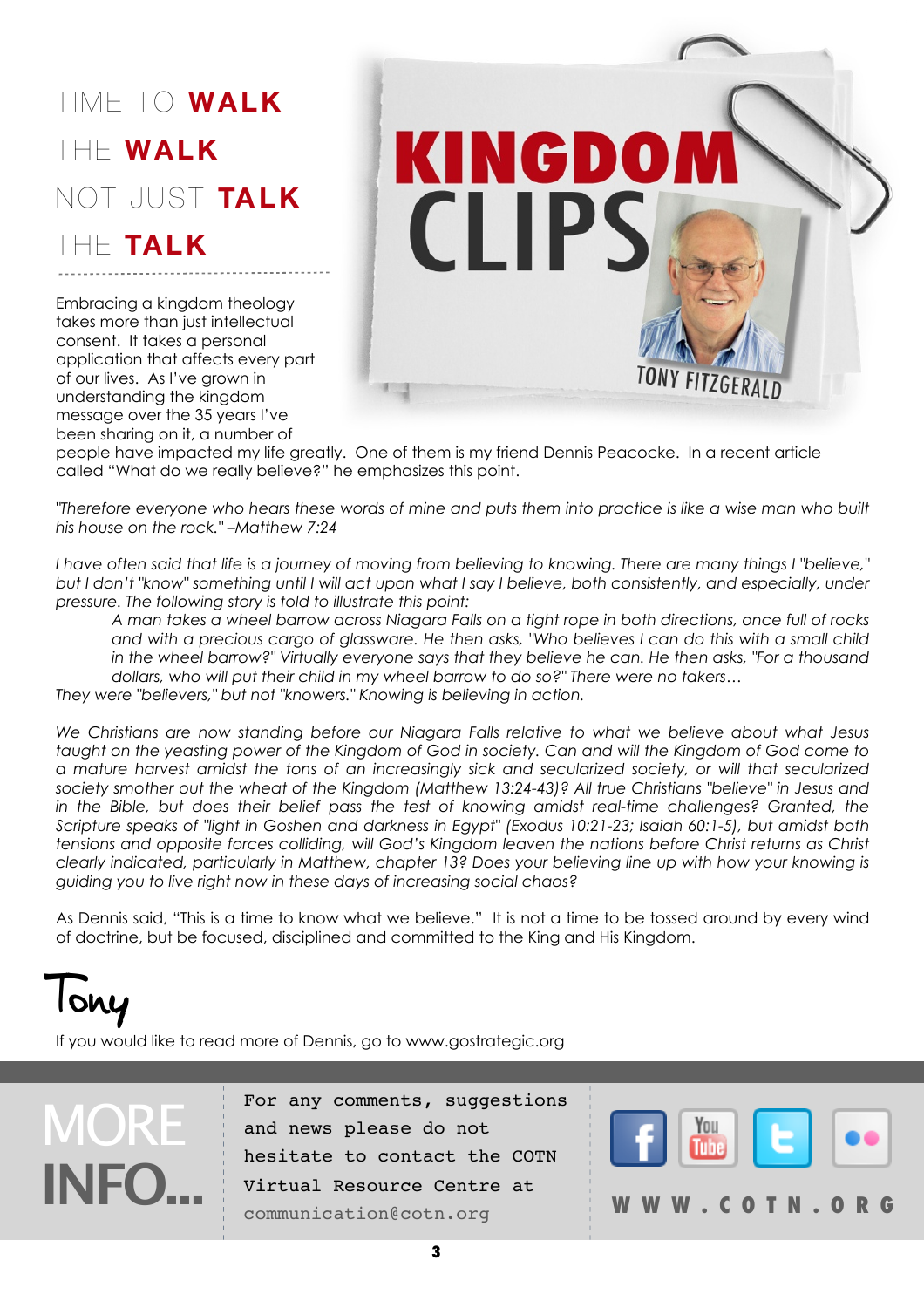# KINGDOM CLIPS

TONY FITZGERALD

## TIME TO **WALK** THE **WALK** NOT JUST **TALK** THE **TALK**

Embracing a kingdom theology takes more than just intellectual consent. It takes a personal application that affects every part of our lives. As I've grown in understanding the kingdom message over the 35 years I've been sharing on it, a number of people have impacted my life greatly. One of them is my friend Dennis Peacocke. In a recent article called "What do we really believe?" he emphasizes this point.

*"Therefore everyone who hears these words of mine and puts them into practice is like a wise man who built his house on the rock." –Matthew 7:24*

*I have often said that life is a journey of moving from believing to knowing. There are many things I "believe," but I don't "know" something until I will act upon what I say I believe, both consistently, and especially, under pressure. The following story is told to illustrate this point:*

> *A man takes a wheel barrow across Niagara Falls on a tight rope in both directions, once full of rocks and with a precious cargo of glassware. He then asks, "Who believes I can do this with a small child in the wheel barrow?" Virtually everyone says that they believe he can. He then asks, "For a thousand dollars, who will put their child in my wheel barrow to do so?" There were no takers…*

*They were "believers," but not "knowers." Knowing is believing in action.*

*We Christians are now standing before our Niagara Falls relative to what we believe about what Jesus taught on the yeasting power of the Kingdom of God in society. Can and will the Kingdom of God come to a mature harvest amidst the tons of an increasingly sick and secularized society, or will that secularized society smother out the wheat of the Kingdom (Matthew 13:24-43)? All true Christians "believe" in Jesus and in the Bible, but does their belief pass the test of knowing amidst real-time challenges? Granted, the Scripture speaks of "light in Goshen and darkness in Egypt" (Exodus 10:21-23; Isaiah 60:1-5), but amidst both tensions and opposite forces colliding, will God's Kingdom leaven the nations before Christ returns as Christ clearly indicated, particularly in Matthew, chapter 13? Does your believing line up with how your knowing is guiding you to live right now in these days of increasing social chaos?*

As Dennis said, "This is a time to know what we believe." It is not a time to be tossed around by every wind of doctrine, but be focused, disciplined and committed to the King and His Kingdom.

Tony

If you would like to read more of Dennis, go to www.gostrategic.org

**MORE INFO...**

For any comments, suggestions and news please do not hesitate to contact the COTN Virtual Resource Centre at communication@cotn.org

WWW.COTN.ORG